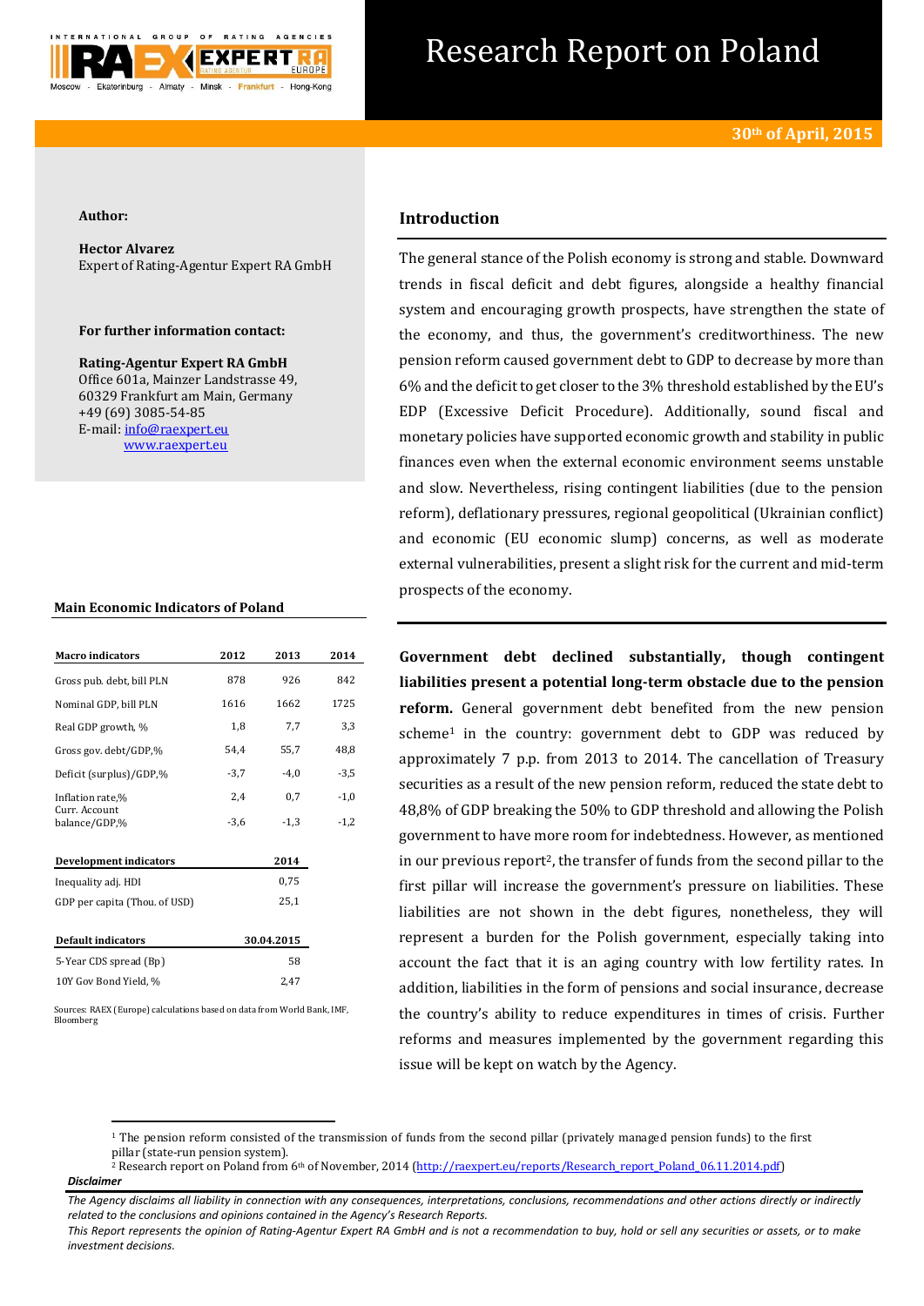# Research Report on Poland

**30th of April, 2015**

**Author:**

**Hector Alvarez**
Expert of Rating-Agentur Expert RA GmbH

**For further information contact:**

**Rating-Agentur Expert RA GmbH**
Office 601a, Mainzer Landstrasse 49,
60329 Frankfurt am Main, Germany
+49 (69) 3085-54-85
E-mail: info@raexpert.eu
www.raexpert.eu

## Main Economic Indicators of Poland

| Macro indicators | 2012 | 2013 | 2014 |
|---|---|---|---|
| Gross pub. debt, bill PLN | 878 | 926 | 842 |
| Nominal GDP, bill PLN | 1616 | 1662 | 1725 |
| Real GDP growth, % | 1,8 | 7,7 | 3,3 |
| Gross gov. debt/GDP,% | 54,4 | 55,7 | 48,8 |
| Deficit (surplus)/GDP,% | -3,7 | -4,0 | -3,5 |
| Inflation rate,% | 2,4 | 0,7 | -1,0 |
| Curr. Account balance/GDP,% | -3,6 | -1,3 | -1,2 |

| Development indicators | 2014 |
|---|---|
| Inequality adj. HDI | 0,75 |
| GDP per capita (Thou. of USD) | 25,1 |

| Default indicators | 30.04.2015 |
|---|---|
| 5-Year CDS spread (Bp) | 58 |
| 10Y Gov Bond Yield, % | 2,47 |

Sources: RAEX (Europe) calculations based on data from World Bank, IMF, Bloomberg

## Introduction

The general stance of the Polish economy is strong and stable. Downward trends in fiscal deficit and debt figures, alongside a healthy financial system and encouraging growth prospects, have strengthen the state of the economy, and thus, the government's creditworthiness. The new pension reform caused government debt to GDP to decrease by more than 6% and the deficit to get closer to the 3% threshold established by the EU's EDP (Excessive Deficit Procedure). Additionally, sound fiscal and monetary policies have supported economic growth and stability in public finances even when the external economic environment seems unstable and slow. Nevertheless, rising contingent liabilities (due to the pension reform), deflationary pressures, regional geopolitical (Ukrainian conflict) and economic (EU economic slump) concerns, as well as moderate external vulnerabilities, present a slight risk for the current and mid-term prospects of the economy.

**Government debt declined substantially, though contingent liabilities present a potential long-term obstacle due to the pension reform.** General government debt benefited from the new pension scheme[1] in the country: government debt to GDP was reduced by approximately 7 p.p. from 2013 to 2014. The cancellation of Treasury securities as a result of the new pension reform, reduced the state debt to 48,8% of GDP breaking the 50% to GDP threshold and allowing the Polish government to have more room for indebtedness. However, as mentioned in our previous report[2], the transfer of funds from the second pillar to the first pillar will increase the government's pressure on liabilities. These liabilities are not shown in the debt figures, nonetheless, they will represent a burden for the Polish government, especially taking into account the fact that it is an aging country with low fertility rates. In addition, liabilities in the form of pensions and social insurance, decrease the country's ability to reduce expenditures in times of crisis. Further reforms and measures implemented by the government regarding this issue will be kept on watch by the Agency.

[1] The pension reform consisted of the transmission of funds from the second pillar (privately managed pension funds) to the first pillar (state-run pension system).
[2] Research report on Poland from 6th of November, 2014 (http://raexpert.eu/reports/Research_report_Poland_06.11.2014.pdf)

***Disclaimer***

*The Agency disclaims all liability in connection with any consequences, interpretations, conclusions, recommendations and other actions directly or indirectly related to the conclusions and opinions contained in the Agency's Research Reports.*
*This Report represents the opinion of Rating-Agentur Expert RA GmbH and is not a recommendation to buy, hold or sell any securities or assets, or to make investment decisions.*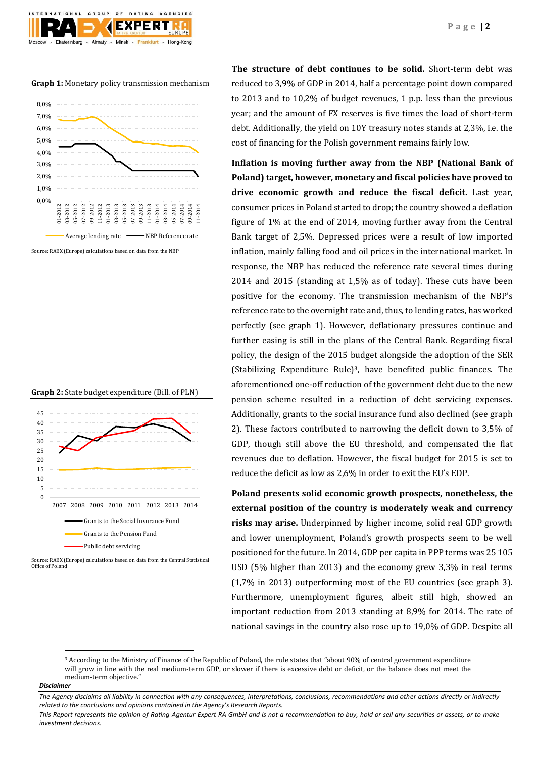**Graph 1:** Monetary policy transmission mechanism

Source: RAEX (Europe) calculations based on data from the NBP

**Graph 2:** State budget expenditure (Bill. of PLN)

Source: RAEX (Europe) calculations based on data from the Central Statistical Office of Poland

**The structure of debt continues to be solid.** Short-term debt was reduced to 3,9% of GDP in 2014, half a percentage point down compared to 2013 and to 10,2% of budget revenues, 1 p.p. less than the previous year; and the amount of FX reserves is five times the load of short-term debt. Additionally, the yield on 10Y treasury notes stands at 2,3%, i.e. the cost of financing for the Polish government remains fairly low.

**Inflation is moving further away from the NBP (National Bank of Poland) target, however, monetary and fiscal policies have proved to drive economic growth and reduce the fiscal deficit.** Last year, consumer prices in Poland started to drop; the country showed a deflation figure of 1% at the end of 2014, moving further away from the Central Bank target of 2,5%. Depressed prices were a result of low imported inflation, mainly falling food and oil prices in the international market. In response, the NBP has reduced the reference rate several times during 2014 and 2015 (standing at 1,5% as of today). These cuts have been positive for the economy. The transmission mechanism of the NBP's reference rate to the overnight rate and, thus, to lending rates, has worked perfectly (see graph 1). However, deflationary pressures continue and further easing is still in the plans of the Central Bank. Regarding fiscal policy, the design of the 2015 budget alongside the adoption of the SER (Stabilizing Expenditure Rule)[3], have benefited public finances. The aforementioned one-off reduction of the government debt due to the new pension scheme resulted in a reduction of debt servicing expenses. Additionally, grants to the social insurance fund also declined (see graph 2). These factors contributed to narrowing the deficit down to 3,5% of GDP, though still above the EU threshold, and compensated the flat revenues due to deflation. However, the fiscal budget for 2015 is set to reduce the deficit as low as 2,6% in order to exit the EU's EDP.

**Poland presents solid economic growth prospects, nonetheless, the external position of the country is moderately weak and currency risks may arise.** Underpinned by higher income, solid real GDP growth and lower unemployment, Poland's growth prospects seem to be well positioned for the future. In 2014, GDP per capita in PPP terms was 25 105 USD (5% higher than 2013) and the economy grew 3,3% in real terms (1,7% in 2013) outperforming most of the EU countries (see graph 3). Furthermore, unemployment figures, albeit still high, showed an important reduction from 2013 standing at 8,9% for 2014. The rate of national savings in the country also rose up to 19,0% of GDP. Despite all

[3] According to the Ministry of Finance of the Republic of Poland, the rule states that "about 90% of central government expenditure will grow in line with the real medium-term GDP, or slower if there is excessive debt or deficit, or the balance does not meet the medium-term objective."

***Disclaimer***

*The Agency disclaims all liability in connection with any consequences, interpretations, conclusions, recommendations and other actions directly or indirectly related to the conclusions and opinions contained in the Agency's Research Reports.*

*This Report represents the opinion of Rating-Agentur Expert RA GmbH and is not a recommendation to buy, hold or sell any securities or assets, or to make investment decisions.*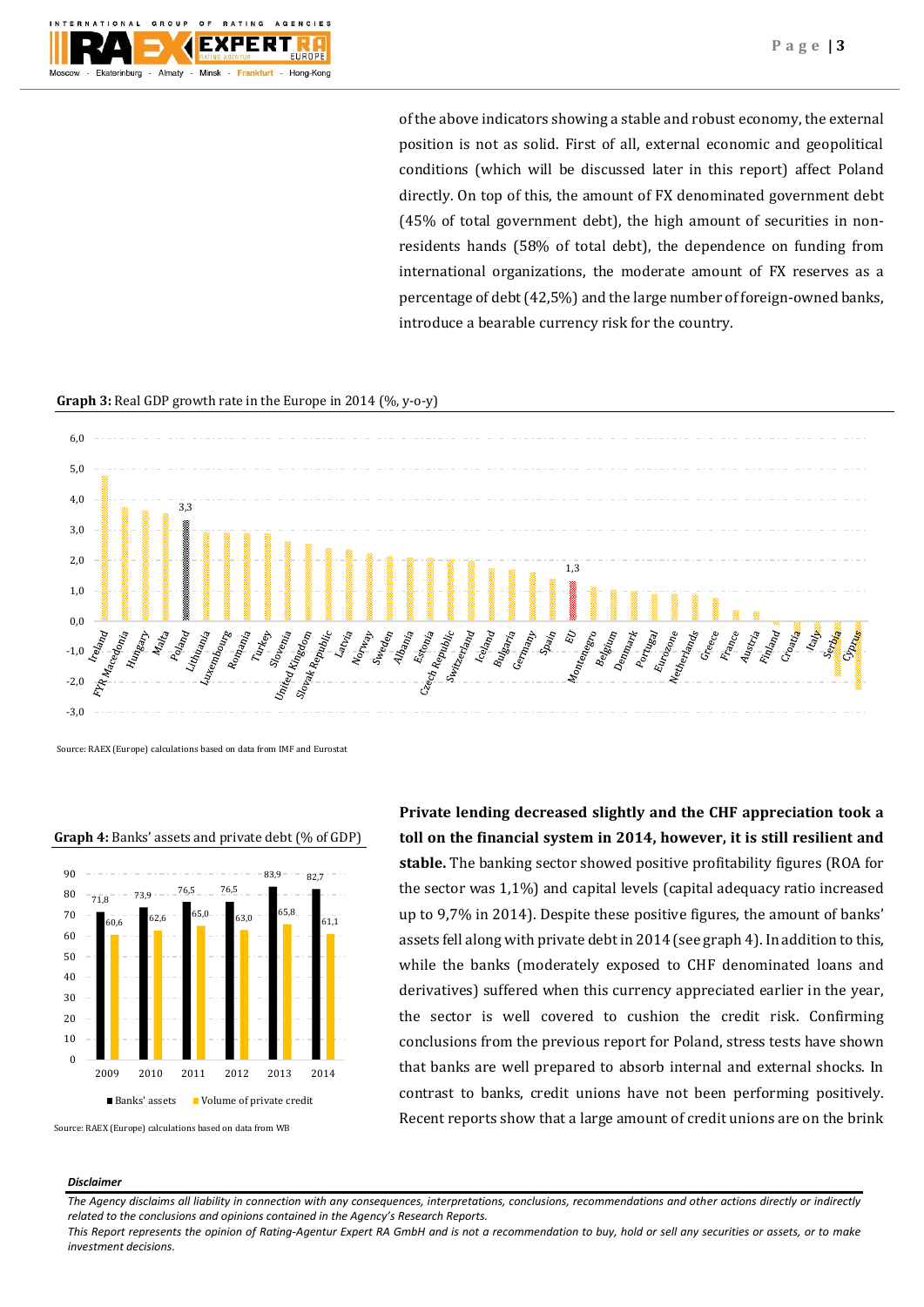of the above indicators showing a stable and robust economy, the external position is not as solid. First of all, external economic and geopolitical conditions (which will be discussed later in this report) affect Poland directly. On top of this, the amount of FX denominated government debt (45% of total government debt), the high amount of securities in non-residents hands (58% of total debt), the dependence on funding from international organizations, the moderate amount of FX reserves as a percentage of debt (42,5%) and the large number of foreign-owned banks, introduce a bearable currency risk for the country.

**Graph 3:** Real GDP growth rate in the Europe in 2014 (%, y-o-y)

Source: RAEX (Europe) calculations based on data from IMF and Eurostat

**Graph 4:** Banks' assets and private debt (% of GDP)

| | 2009 | 2010 | 2011 | 2012 | 2013 | 2014 |
|---|---|---|---|---|---|---|
| Banks' assets | 71,8 | 73,9 | 76,5 | 76,5 | 83,9 | 82,7 |
| Volume of private credit | 60,6 | 62,6 | 65,0 | 63,0 | 65,8 | 61,1 |

Source: RAEX (Europe) calculations based on data from WB

**Private lending decreased slightly and the CHF appreciation took a toll on the financial system in 2014, however, it is still resilient and stable.** The banking sector showed positive profitability figures (ROA for the sector was 1,1%) and capital levels (capital adequacy ratio increased up to 9,7% in 2014). Despite these positive figures, the amount of banks' assets fell along with private debt in 2014 (see graph 4). In addition to this, while the banks (moderately exposed to CHF denominated loans and derivatives) suffered when this currency appreciated earlier in the year, the sector is well covered to cushion the credit risk. Confirming conclusions from the previous report for Poland, stress tests have shown that banks are well prepared to absorb internal and external shocks. In contrast to banks, credit unions have not been performing positively. Recent reports show that a large amount of credit unions are on the brink

***Disclaimer***

*The Agency disclaims all liability in connection with any consequences, interpretations, conclusions, recommendations and other actions directly or indirectly related to the conclusions and opinions contained in the Agency's Research Reports.*
*This Report represents the opinion of Rating-Agentur Expert RA GmbH and is not a recommendation to buy, hold or sell any securities or assets, or to make investment decisions.*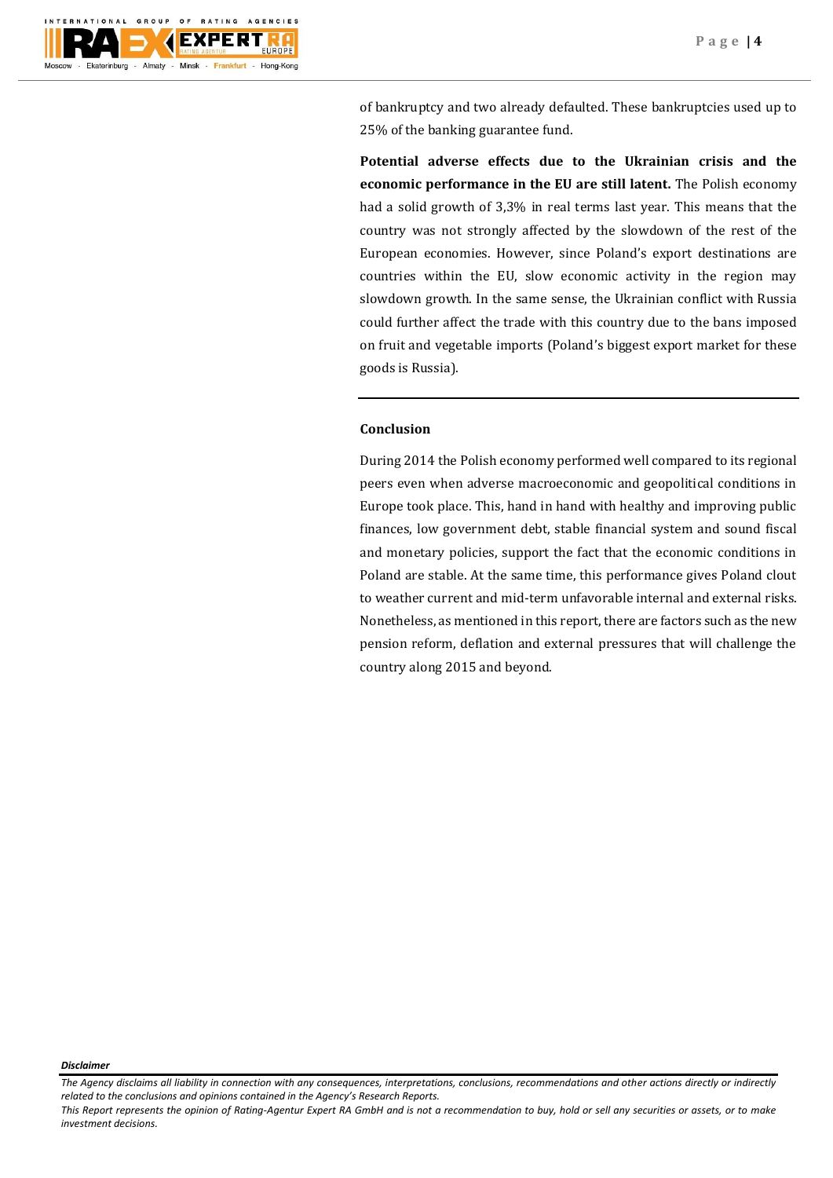of bankruptcy and two already defaulted. These bankruptcies used up to 25% of the banking guarantee fund.

**Potential adverse effects due to the Ukrainian crisis and the economic performance in the EU are still latent.** The Polish economy had a solid growth of 3,3% in real terms last year. This means that the country was not strongly affected by the slowdown of the rest of the European economies. However, since Poland's export destinations are countries within the EU, slow economic activity in the region may slowdown growth. In the same sense, the Ukrainian conflict with Russia could further affect the trade with this country due to the bans imposed on fruit and vegetable imports (Poland's biggest export market for these goods is Russia).

---

**Conclusion**

During 2014 the Polish economy performed well compared to its regional peers even when adverse macroeconomic and geopolitical conditions in Europe took place. This, hand in hand with healthy and improving public finances, low government debt, stable financial system and sound fiscal and monetary policies, support the fact that the economic conditions in Poland are stable. At the same time, this performance gives Poland clout to weather current and mid-term unfavorable internal and external risks. Nonetheless, as mentioned in this report, there are factors such as the new pension reform, deflation and external pressures that will challenge the country along 2015 and beyond.

***Disclaimer***

*The Agency disclaims all liability in connection with any consequences, interpretations, conclusions, recommendations and other actions directly or indirectly related to the conclusions and opinions contained in the Agency's Research Reports.*
*This Report represents the opinion of Rating-Agentur Expert RA GmbH and is not a recommendation to buy, hold or sell any securities or assets, or to make investment decisions.*